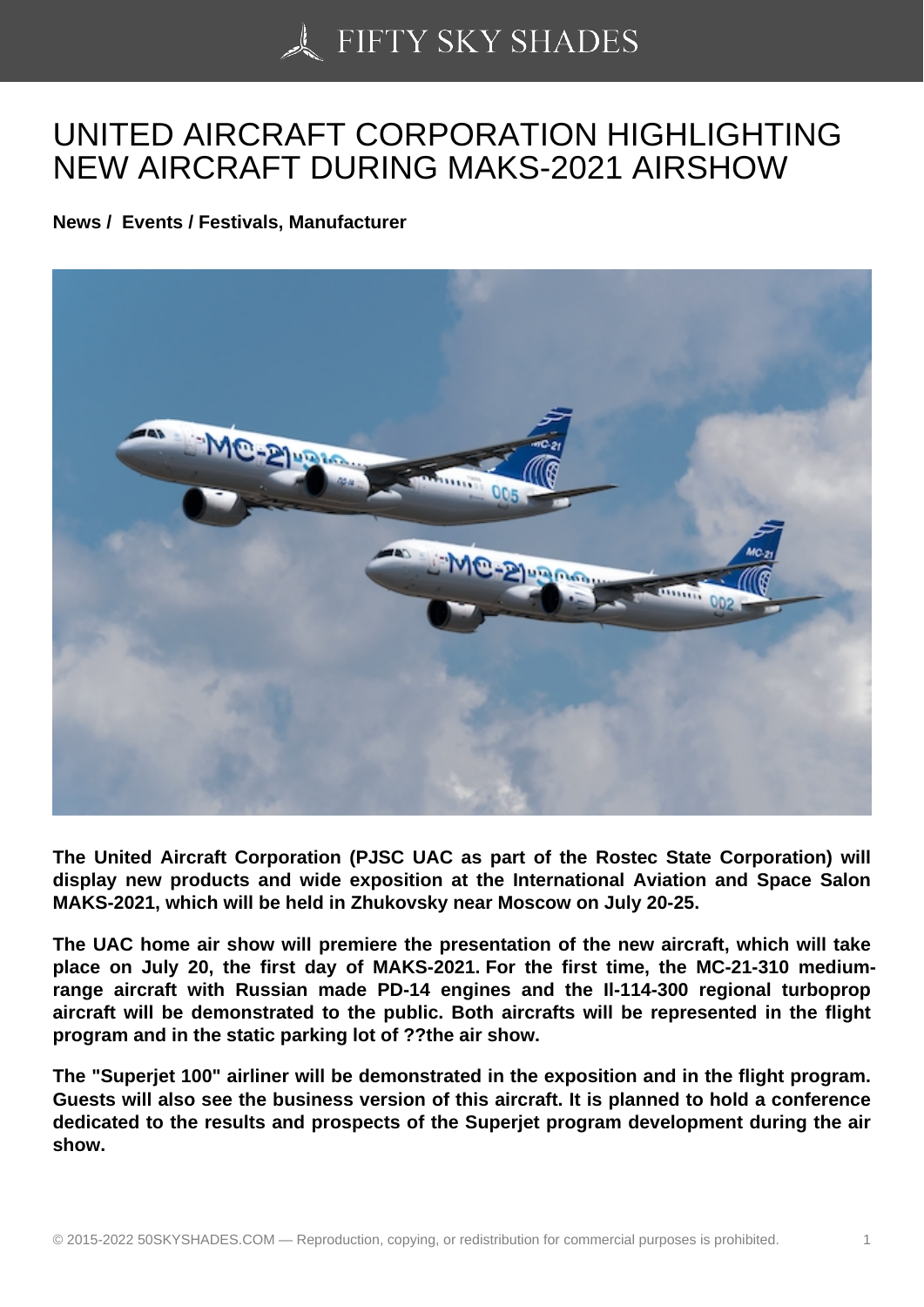# UNITED AIRCRAFT CORPORATION HIGHLIGHTING NEW AIRCRAFT DURING MAKS-2021 AIRSHOW

**News / Events / Festivals, Manufacturer**

**The United Aircraft Corporation (PJSC UAC as part of the Rostec State Corporation) will display new products and wide exposition at the International Aviation and Space Salon MAKS-2021, which will be held in Zhukovsky near Moscow on July 20-25.**

**The UAC home air show will premiere the presentation of the new aircraft, which will take place on July 20, the first day of MAKS-2021. For the first time, the MC-21-310 medium-range aircraft with Russian made PD-14 engines and the Il-114-300 regional turboprop aircraft will be demonstrated to the public. Both aircrafts will be represented in the flight program and in the static parking lot of ??the air show.**

**The "Superjet 100" airliner will be demonstrated in the exposition and in the flight program. Guests will also see the business version of this aircraft. It is planned to hold a conference dedicated to the results and prospects of the Superjet program development during the air show.**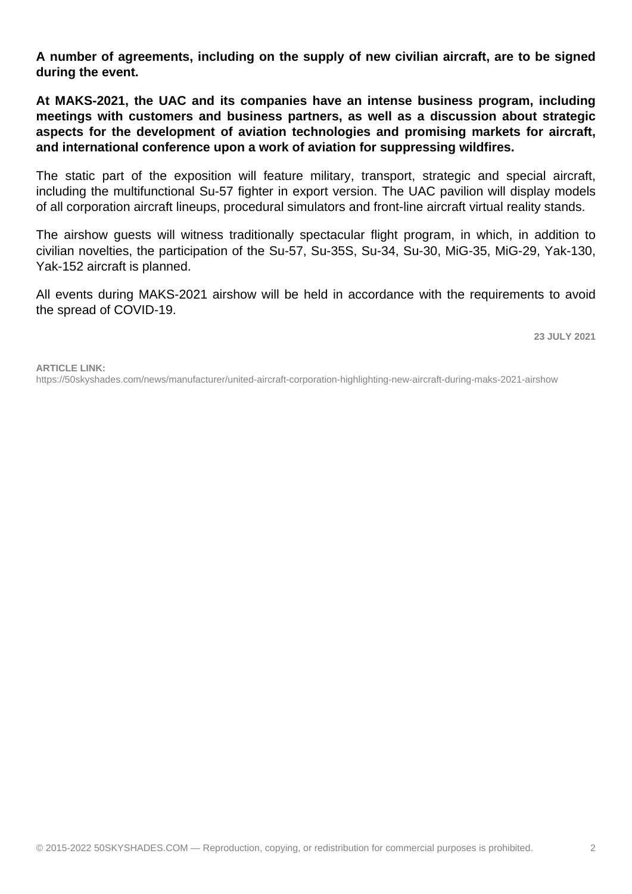**A number of agreements, including on the supply of new civilian aircraft, are to be signed during the event.**

**At MAKS-2021, the UAC and its companies have an intense business program, including meetings with customers and business partners, as well as a discussion about strategic aspects for the development of aviation technologies and promising markets for aircraft, and international conference upon a work of aviation for suppressing wildfires.**

The static part of the exposition will feature military, transport, strategic and special aircraft, including the multifunctional Su-57 fighter in export version. The UAC pavilion will display models of all corporation aircraft lineups, procedural simulators and front-line aircraft virtual reality stands.

The airshow guests will witness traditionally spectacular flight program, in which, in addition to civilian novelties, the participation of the Su-57, Su-35S, Su-34, Su-30, MiG-35, MiG-29, Yak-130, Yak-152 aircraft is planned.

All events during MAKS-2021 airshow will be held in accordance with the requirements to avoid the spread of COVID-19.

**23 JULY 2021**

**ARTICLE LINK:**
https://50skyshades.com/news/manufacturer/united-aircraft-corporation-highlighting-new-aircraft-during-maks-2021-airshow

© 2015-2022 50SKYSHADES.COM — Reproduction, copying, or redistribution for commercial purposes is prohibited.